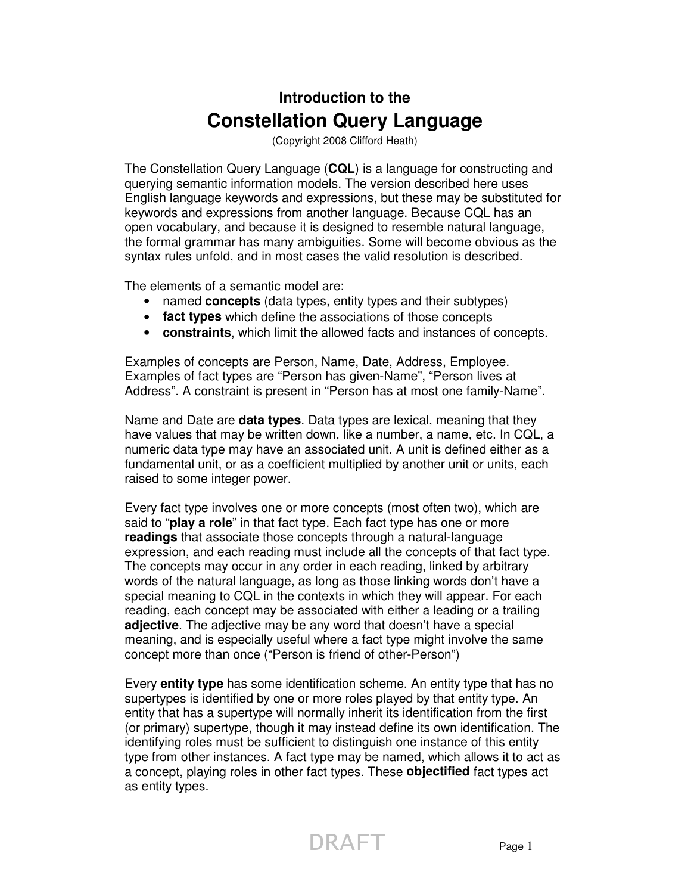### Introduction to the

# Constellation Query Language

(Copyright 2008 Clifford Heath)

The Constellation Query Language (**CQL**) is a language for constructing and querying semantic information models. The version described here uses English language keywords and expressions, but these may be substituted for keywords and expressions from another language. Because CQL has an open vocabulary, and because it is designed to resemble natural language, the formal grammar has many ambiguities. Some will become obvious as the syntax rules unfold, and in most cases the valid resolution is described.

The elements of a semantic model are:

- named **concepts** (data types, entity types and their subtypes)
- **fact types** which define the associations of those concepts
- **constraints**, which limit the allowed facts and instances of concepts.

Examples of concepts are Person, Name, Date, Address, Employee. Examples of fact types are “Person has given-Name”, “Person lives at Address”. A constraint is present in “Person has at most one family-Name”.

Name and Date are **data types**. Data types are lexical, meaning that they have values that may be written down, like a number, a name, etc. In CQL, a numeric data type may have an associated unit. A unit is defined either as a fundamental unit, or as a coefficient multiplied by another unit or units, each raised to some integer power.

Every fact type involves one or more concepts (most often two), which are said to “**play a role**” in that fact type. Each fact type has one or more **readings** that associate those concepts through a natural-language expression, and each reading must include all the concepts of that fact type. The concepts may occur in any order in each reading, linked by arbitrary words of the natural language, as long as those linking words don’t have a special meaning to CQL in the contexts in which they will appear. For each reading, each concept may be associated with either a leading or a trailing **adjective**. The adjective may be any word that doesn’t have a special meaning, and is especially useful where a fact type might involve the same concept more than once (“Person is friend of other-Person”)

Every **entity type** has some identification scheme. An entity type that has no supertypes is identified by one or more roles played by that entity type. An entity that has a supertype will normally inherit its identification from the first (or primary) supertype, though it may instead define its own identification. The identifying roles must be sufficient to distinguish one instance of this entity type from other instances. A fact type may be named, which allows it to act as a concept, playing roles in other fact types. These **objectified** fact types act as entity types.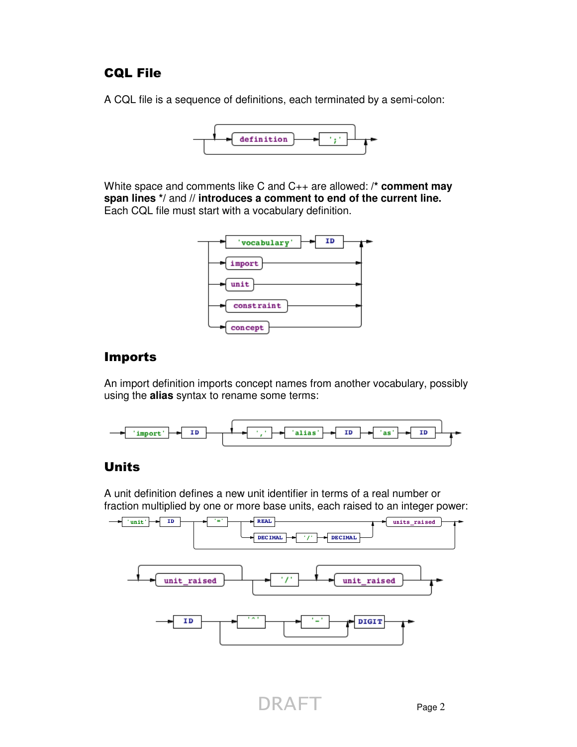## CQL File

A CQL file is a sequence of definitions, each terminated by a semi-colon:

White space and comments like C and C++ are allowed: /* **comment may span lines** */ and // **introduces a comment to end of the current line.** Each CQL file must start with a vocabulary definition.

## Imports

An import definition imports concept names from another vocabulary, possibly using the **alias** syntax to rename some terms:

## Units

A unit definition defines a new unit identifier in terms of a real number or fraction multiplied by one or more base units, each raised to an integer power: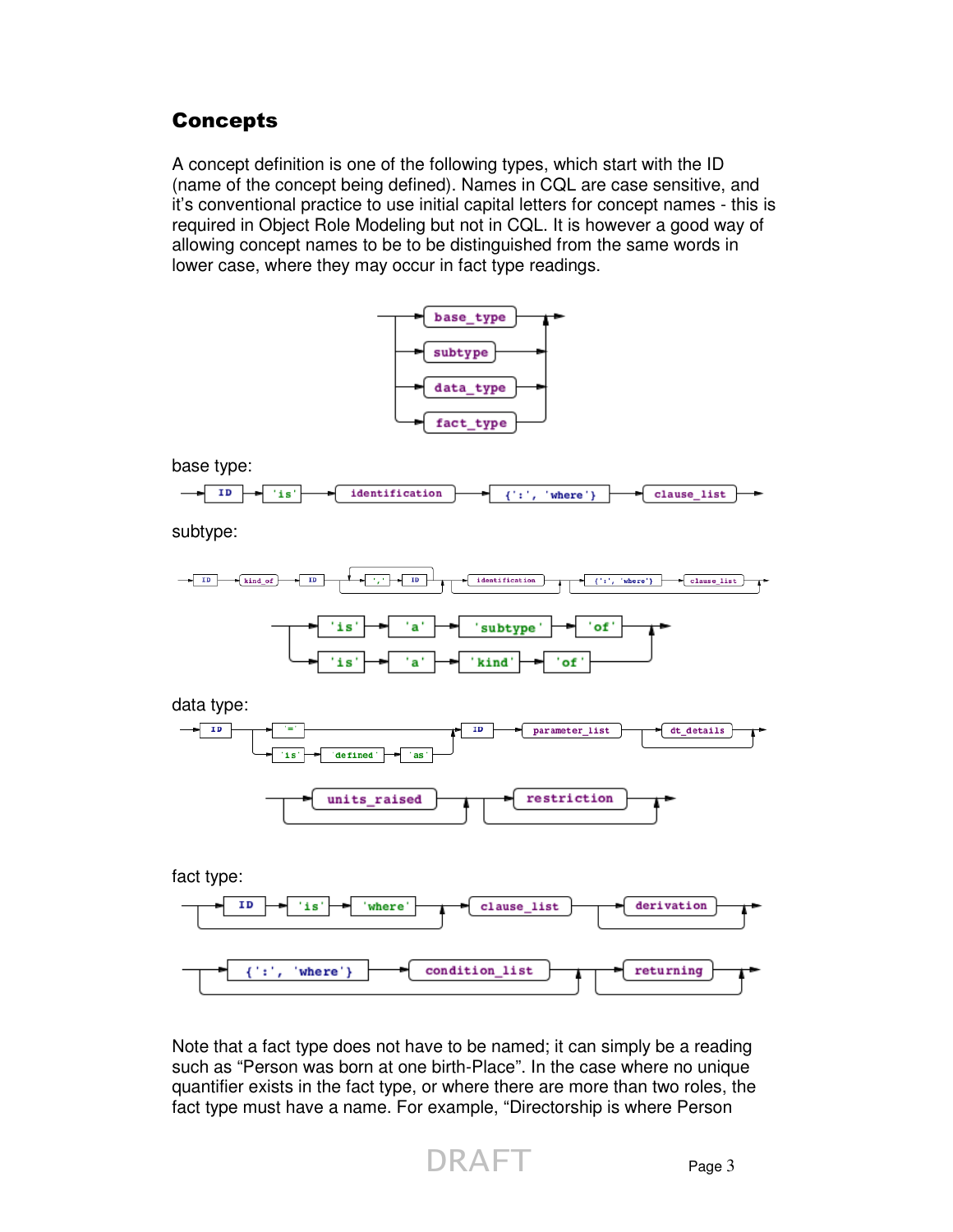## Concepts

A concept definition is one of the following types, which start with the ID (name of the concept being defined). Names in CQL are case sensitive, and it's conventional practice to use initial capital letters for concept names - this is required in Object Role Modeling but not in CQL. It is however a good way of allowing concept names to be to be distinguished from the same words in lower case, where they may occur in fact type readings.

base type:

subtype:

data type:

fact type:

Note that a fact type does not have to be named; it can simply be a reading such as "Person was born at one birth-Place". In the case where no unique quantifier exists in the fact type, or where there are more than two roles, the fact type must have a name. For example, "Directorship is where Person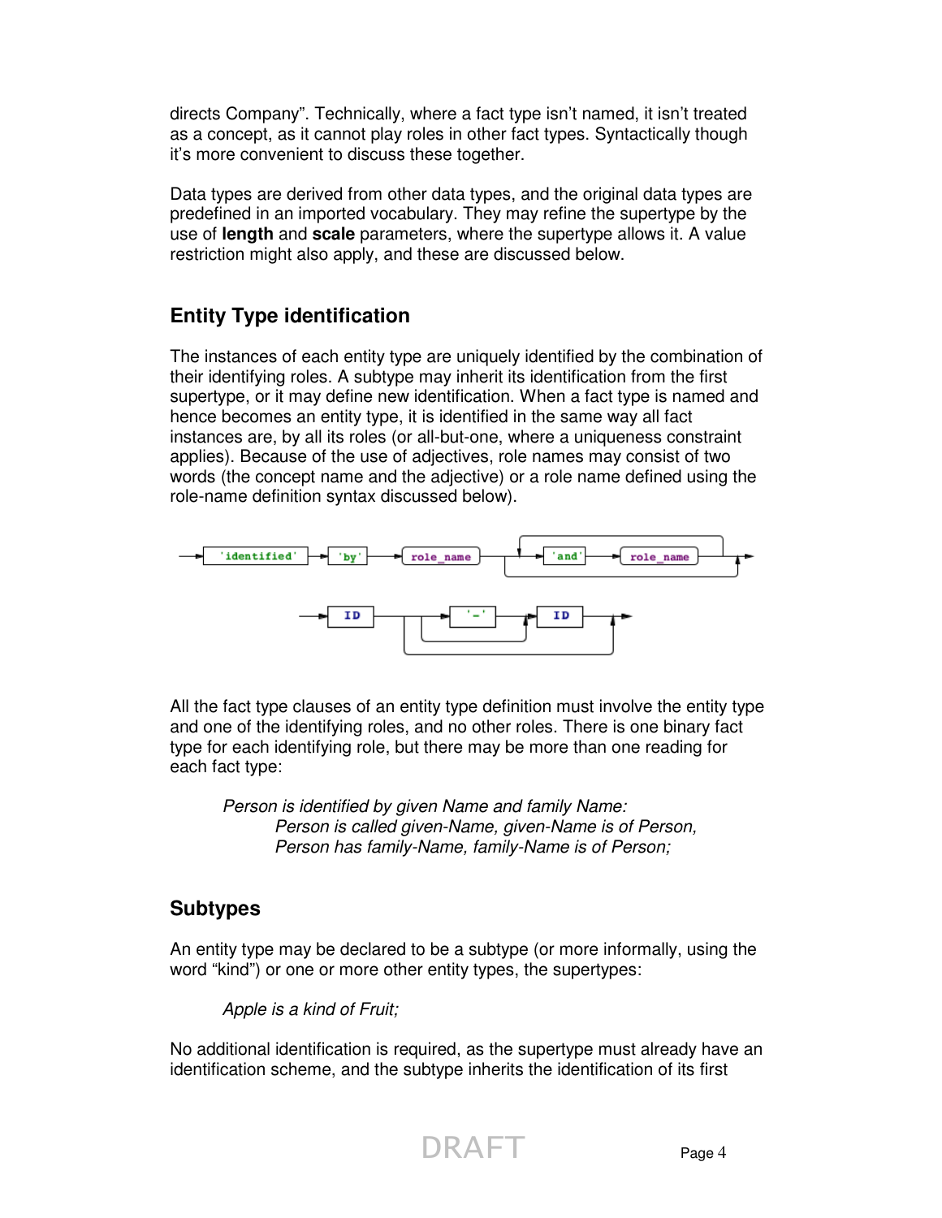directs Company". Technically, where a fact type isn't named, it isn't treated as a concept, as it cannot play roles in other fact types. Syntactically though it's more convenient to discuss these together.

Data types are derived from other data types, and the original data types are predefined in an imported vocabulary. They may refine the supertype by the use of **length** and **scale** parameters, where the supertype allows it. A value restriction might also apply, and these are discussed below.

## Entity Type identification

The instances of each entity type are uniquely identified by the combination of their identifying roles. A subtype may inherit its identification from the first supertype, or it may define new identification. When a fact type is named and hence becomes an entity type, it is identified in the same way all fact instances are, by all its roles (or all-but-one, where a uniqueness constraint applies). Because of the use of adjectives, role names may consist of two words (the concept name and the adjective) or a role name defined using the role-name definition syntax discussed below).

```
'identified' 'by' role_name ( 'and' role_name )*

ID ( '-'? ID )?
```

All the fact type clauses of an entity type definition must involve the entity type and one of the identifying roles, and no other roles. There is one binary fact type for each identifying role, but there may be more than one reading for each fact type:

> *Person is identified by given Name and family Name:*
> *Person is called given-Name, given-Name is of Person,*
> *Person has family-Name, family-Name is of Person;*

## Subtypes

An entity type may be declared to be a subtype (or more informally, using the word "kind") or one or more other entity types, the supertypes:

> *Apple is a kind of Fruit;*

No additional identification is required, as the supertype must already have an identification scheme, and the subtype inherits the identification of its first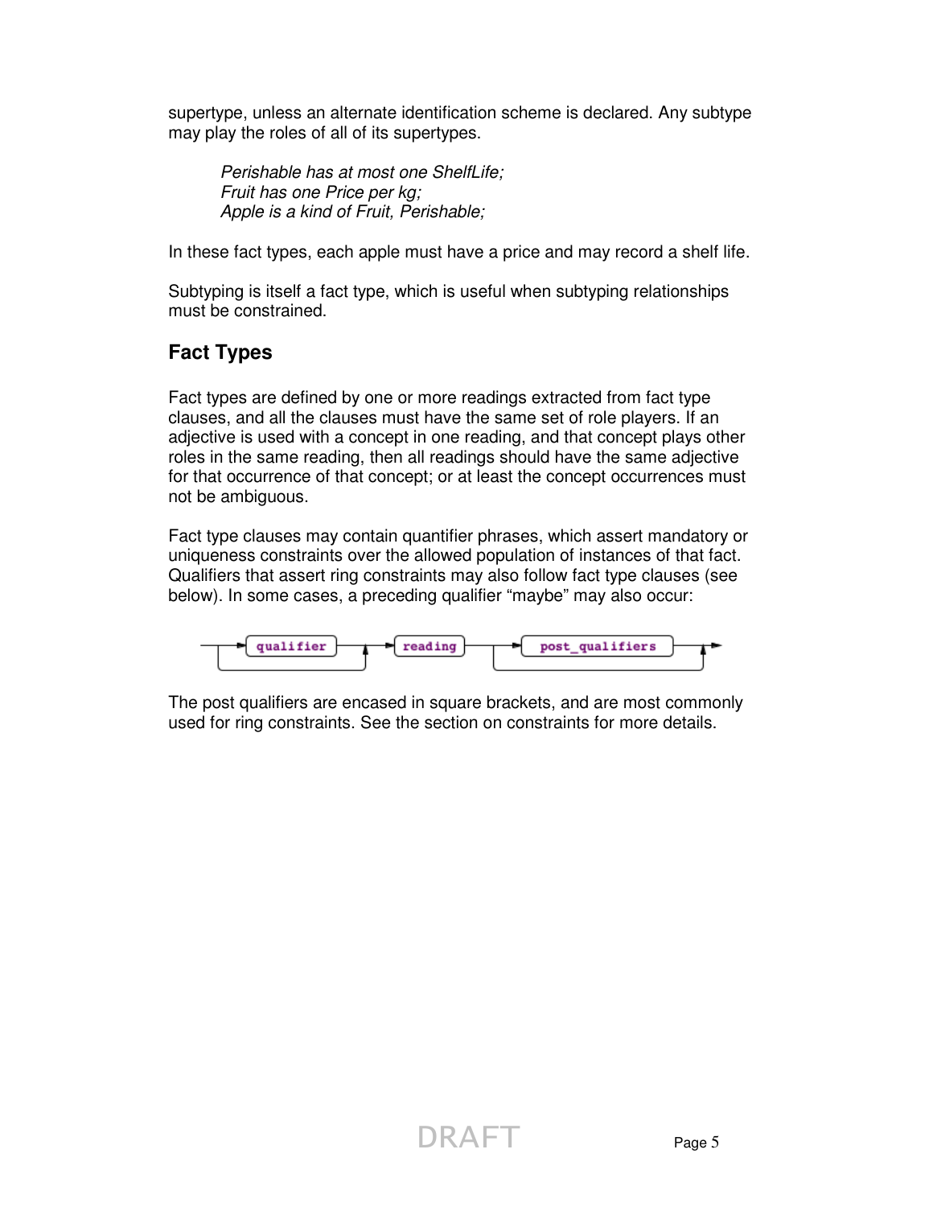supertype, unless an alternate identification scheme is declared. Any subtype may play the roles of all of its supertypes.

> *Perishable has at most one ShelfLife;*
> *Fruit has one Price per kg;*
> *Apple is a kind of Fruit, Perishable;*

In these fact types, each apple must have a price and may record a shelf life.

Subtyping is itself a fact type, which is useful when subtyping relationships must be constrained.

## Fact Types

Fact types are defined by one or more readings extracted from fact type clauses, and all the clauses must have the same set of role players. If an adjective is used with a concept in one reading, and that concept plays other roles in the same reading, then all readings should have the same adjective for that occurrence of that concept; or at least the concept occurrences must not be ambiguous.

Fact type clauses may contain quantifier phrases, which assert mandatory or uniqueness constraints over the allowed population of instances of that fact. Qualifiers that assert ring constraints may also follow fact type clauses (see below). In some cases, a preceding qualifier "maybe" may also occur:

```
qualifier (optional) → reading → post_qualifiers (optional)
```

The post qualifiers are encased in square brackets, and are most commonly used for ring constraints. See the section on constraints for more details.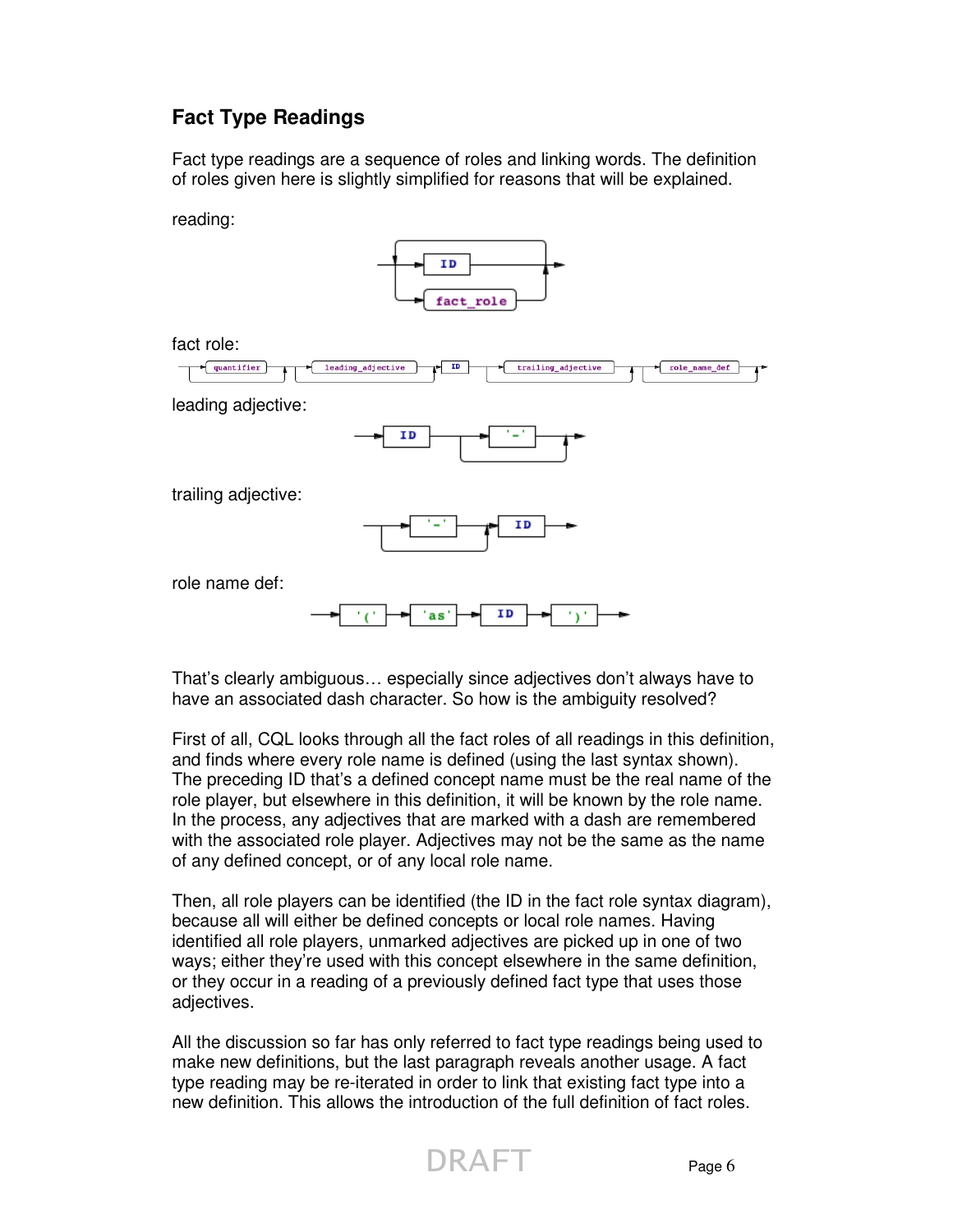## Fact Type Readings

Fact type readings are a sequence of roles and linking words. The definition of roles given here is slightly simplified for reasons that will be explained.

reading:

fact role:

leading adjective:

trailing adjective:

role name def:

That's clearly ambiguous… especially since adjectives don't always have to have an associated dash character. So how is the ambiguity resolved?

First of all, CQL looks through all the fact roles of all readings in this definition, and finds where every role name is defined (using the last syntax shown). The preceding ID that's a defined concept name must be the real name of the role player, but elsewhere in this definition, it will be known by the role name. In the process, any adjectives that are marked with a dash are remembered with the associated role player. Adjectives may not be the same as the name of any defined concept, or of any local role name.

Then, all role players can be identified (the ID in the fact role syntax diagram), because all will either be defined concepts or local role names. Having identified all role players, unmarked adjectives are picked up in one of two ways; either they're used with this concept elsewhere in the same definition, or they occur in a reading of a previously defined fact type that uses those adjectives.

All the discussion so far has only referred to fact type readings being used to make new definitions, but the last paragraph reveals another usage. A fact type reading may be re-iterated in order to link that existing fact type into a new definition. This allows the introduction of the full definition of fact roles.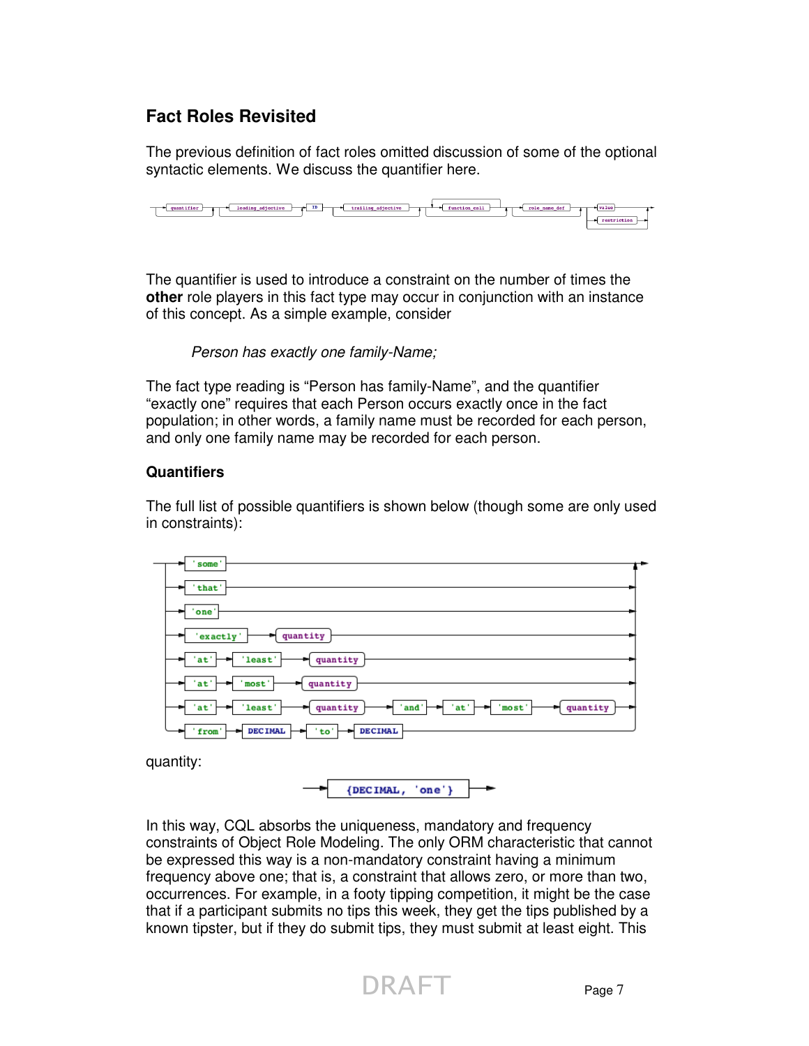## Fact Roles Revisited

The previous definition of fact roles omitted discussion of some of the optional syntactic elements. We discuss the quantifier here.

The quantifier is used to introduce a constraint on the number of times the **other** role players in this fact type may occur in conjunction with an instance of this concept. As a simple example, consider

*Person has exactly one family-Name;*

The fact type reading is “Person has family-Name”, and the quantifier “exactly one” requires that each Person occurs exactly once in the fact population; in other words, a family name must be recorded for each person, and only one family name may be recorded for each person.

### Quantifiers

The full list of possible quantifiers is shown below (though some are only used in constraints):

quantity:

In this way, CQL absorbs the uniqueness, mandatory and frequency constraints of Object Role Modeling. The only ORM characteristic that cannot be expressed this way is a non-mandatory constraint having a minimum frequency above one; that is, a constraint that allows zero, or more than two, occurrences. For example, in a footy tipping competition, it might be the case that if a participant submits no tips this week, they get the tips published by a known tipster, but if they do submit tips, they must submit at least eight. This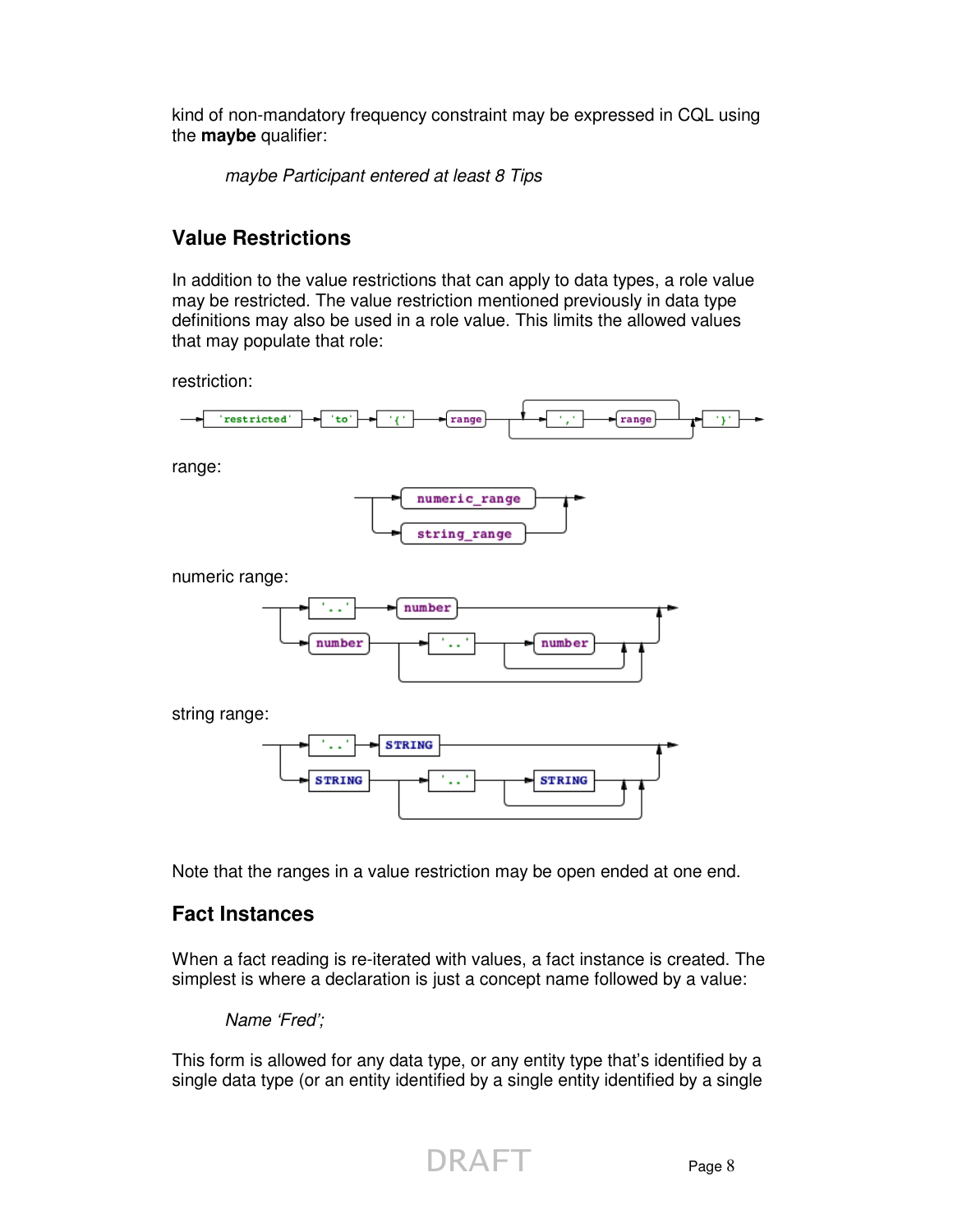kind of non-mandatory frequency constraint may be expressed in CQL using the **maybe** qualifier:

*maybe Participant entered at least 8 Tips*

## Value Restrictions

In addition to the value restrictions that can apply to data types, a role value may be restricted. The value restriction mentioned previously in data type definitions may also be used in a role value. This limits the allowed values that may populate that role:

restriction:

```
'restricted' 'to' '{' range ( ',' range )* '}'
```

range:

```
numeric_range | string_range
```

numeric range:

```
'..' number
| number ( '..' ( number )? )?
```

string range:

```
'..' STRING
| STRING ( '..' ( STRING )? )?
```

Note that the ranges in a value restriction may be open ended at one end.

## Fact Instances

When a fact reading is re-iterated with values, a fact instance is created. The simplest is where a declaration is just a concept name followed by a value:

*Name 'Fred';*

This form is allowed for any data type, or any entity type that's identified by a single data type (or an entity identified by a single entity identified by a single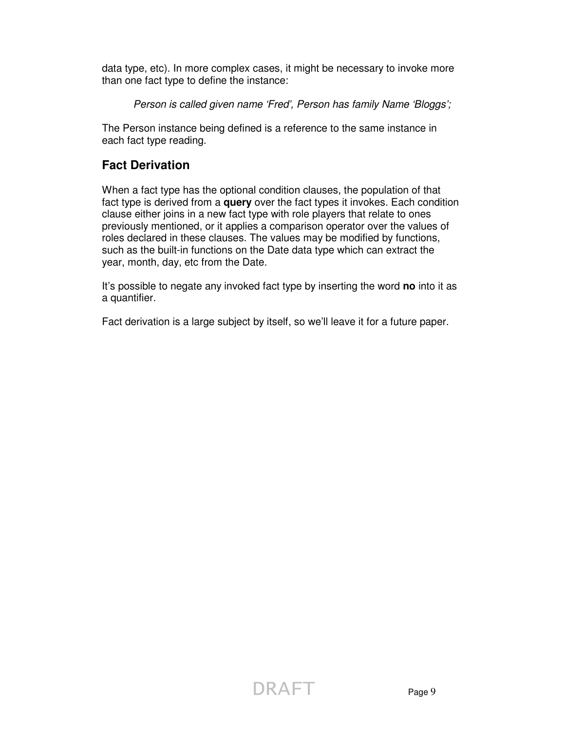data type, etc). In more complex cases, it might be necessary to invoke more than one fact type to define the instance:

*Person is called given name ‘Fred’, Person has family Name ‘Bloggs’;*

The Person instance being defined is a reference to the same instance in each fact type reading.

## Fact Derivation

When a fact type has the optional condition clauses, the population of that fact type is derived from a **query** over the fact types it invokes. Each condition clause either joins in a new fact type with role players that relate to ones previously mentioned, or it applies a comparison operator over the values of roles declared in these clauses. The values may be modified by functions, such as the built-in functions on the Date data type which can extract the year, month, day, etc from the Date.

It’s possible to negate any invoked fact type by inserting the word **no** into it as a quantifier.

Fact derivation is a large subject by itself, so we’ll leave it for a future paper.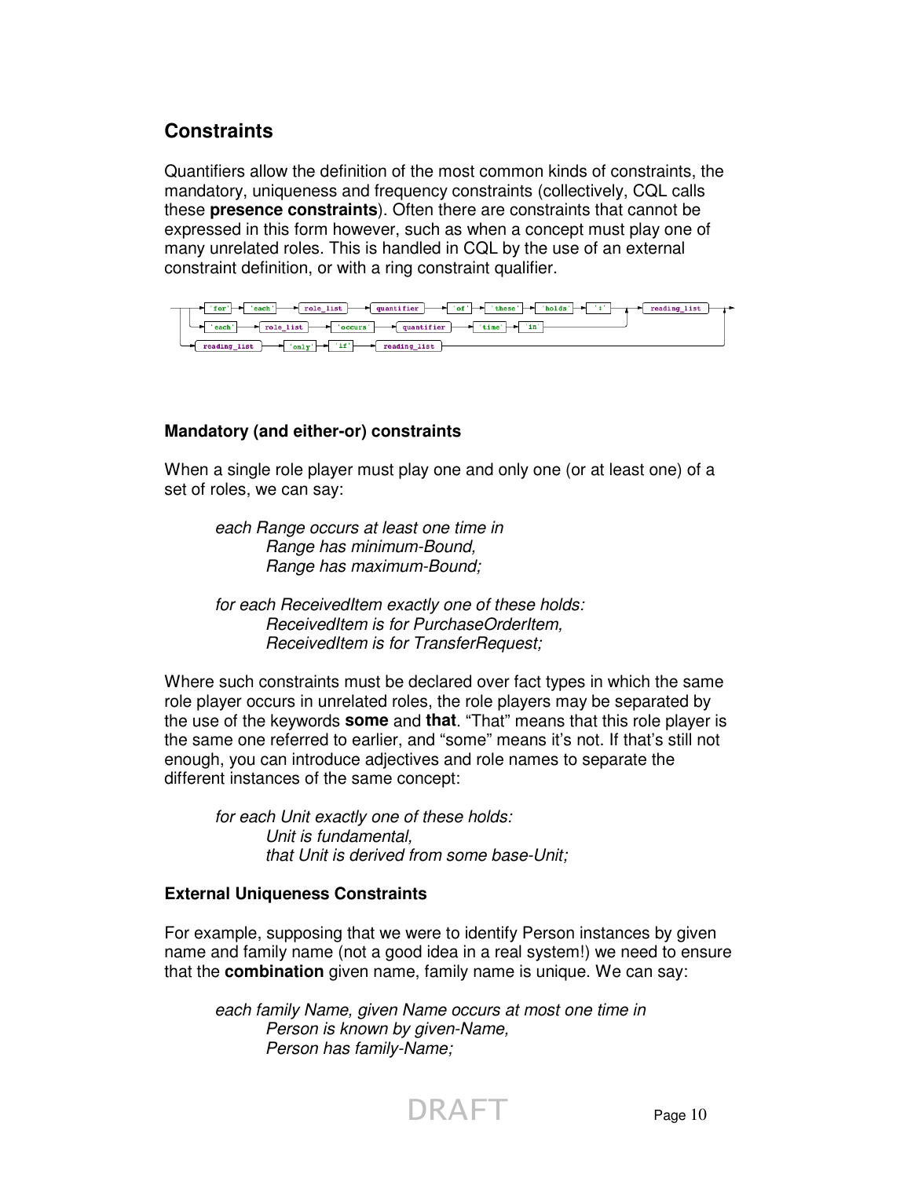## Constraints

Quantifiers allow the definition of the most common kinds of constraints, the mandatory, uniqueness and frequency constraints (collectively, CQL calls these **presence constraints**). Often there are constraints that cannot be expressed in this form however, such as when a concept must play one of many unrelated roles. This is handled in CQL by the use of an external constraint definition, or with a ring constraint qualifier.

```
'for' 'each' role_list quantifier 'of' 'these' 'holds' ':' reading_list
'each' role_list 'occurs' quantifier 'time' 'in' reading_list
reading_list 'only' 'if' reading_list
```

### Mandatory (and either-or) constraints

When a single role player must play one and only one (or at least one) of a set of roles, we can say:

> *each Range occurs at least one time in*
> *Range has minimum-Bound,*
> *Range has maximum-Bound;*
>
> *for each ReceivedItem exactly one of these holds:*
> *ReceivedItem is for PurchaseOrderItem,*
> *ReceivedItem is for TransferRequest;*

Where such constraints must be declared over fact types in which the same role player occurs in unrelated roles, the role players may be separated by the use of the keywords **some** and **that**. "That" means that this role player is the same one referred to earlier, and "some" means it's not. If that's still not enough, you can introduce adjectives and role names to separate the different instances of the same concept:

> *for each Unit exactly one of these holds:*
> *Unit is fundamental,*
> *that Unit is derived from some base-Unit;*

### External Uniqueness Constraints

For example, supposing that we were to identify Person instances by given name and family name (not a good idea in a real system!) we need to ensure that the **combination** given name, family name is unique. We can say:

> *each family Name, given Name occurs at most one time in*
> *Person is known by given-Name,*
> *Person has family-Name;*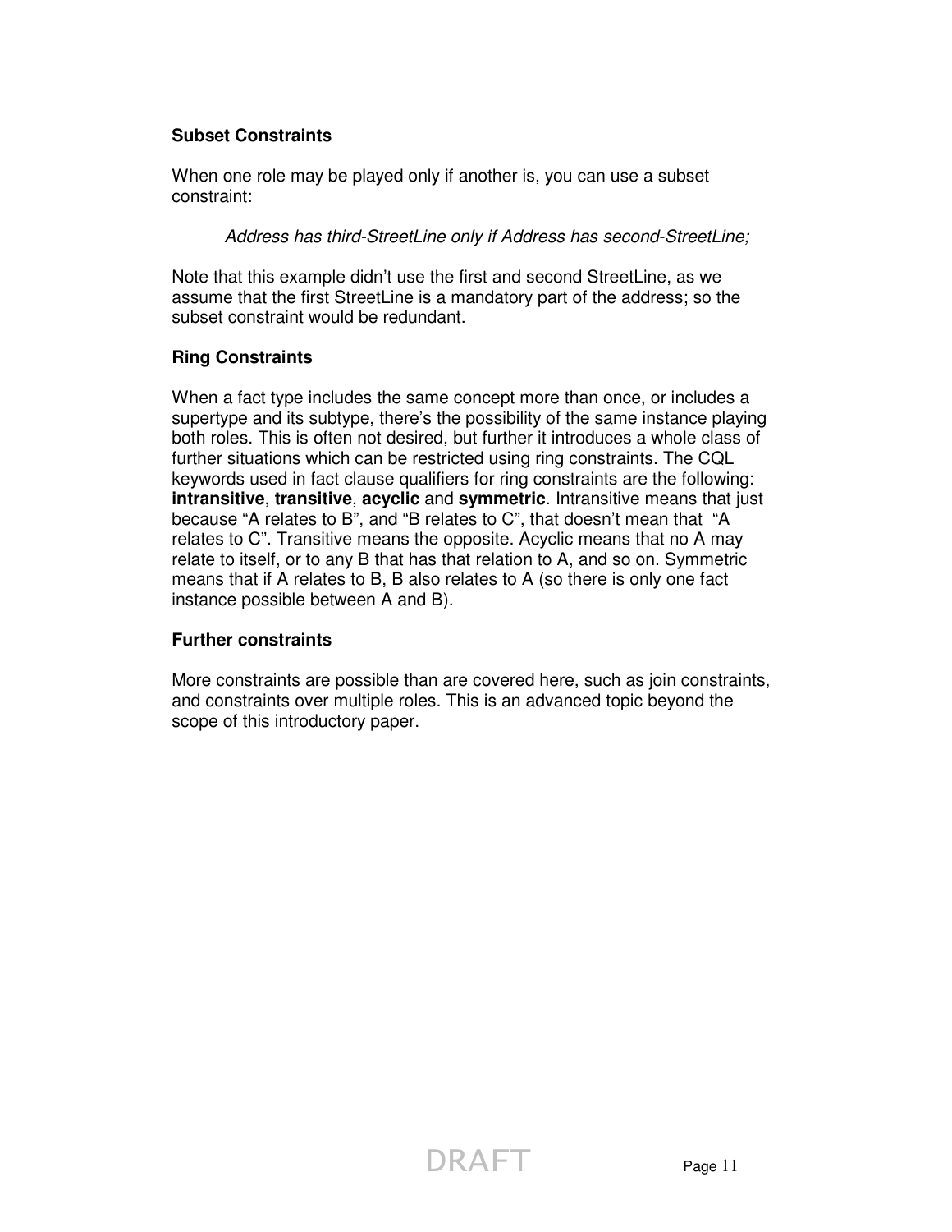### Subset Constraints

When one role may be played only if another is, you can use a subset constraint:

> *Address has third-StreetLine only if Address has second-StreetLine;*

Note that this example didn't use the first and second StreetLine, as we assume that the first StreetLine is a mandatory part of the address; so the subset constraint would be redundant.

### Ring Constraints

When a fact type includes the same concept more than once, or includes a supertype and its subtype, there's the possibility of the same instance playing both roles. This is often not desired, but further it introduces a whole class of further situations which can be restricted using ring constraints. The CQL keywords used in fact clause qualifiers for ring constraints are the following: **intransitive**, **transitive**, **acyclic** and **symmetric**. Intransitive means that just because "A relates to B", and "B relates to C", that doesn't mean that "A relates to C". Transitive means the opposite. Acyclic means that no A may relate to itself, or to any B that has that relation to A, and so on. Symmetric means that if A relates to B, B also relates to A (so there is only one fact instance possible between A and B).

### Further constraints

More constraints are possible than are covered here, such as join constraints, and constraints over multiple roles. This is an advanced topic beyond the scope of this introductory paper.